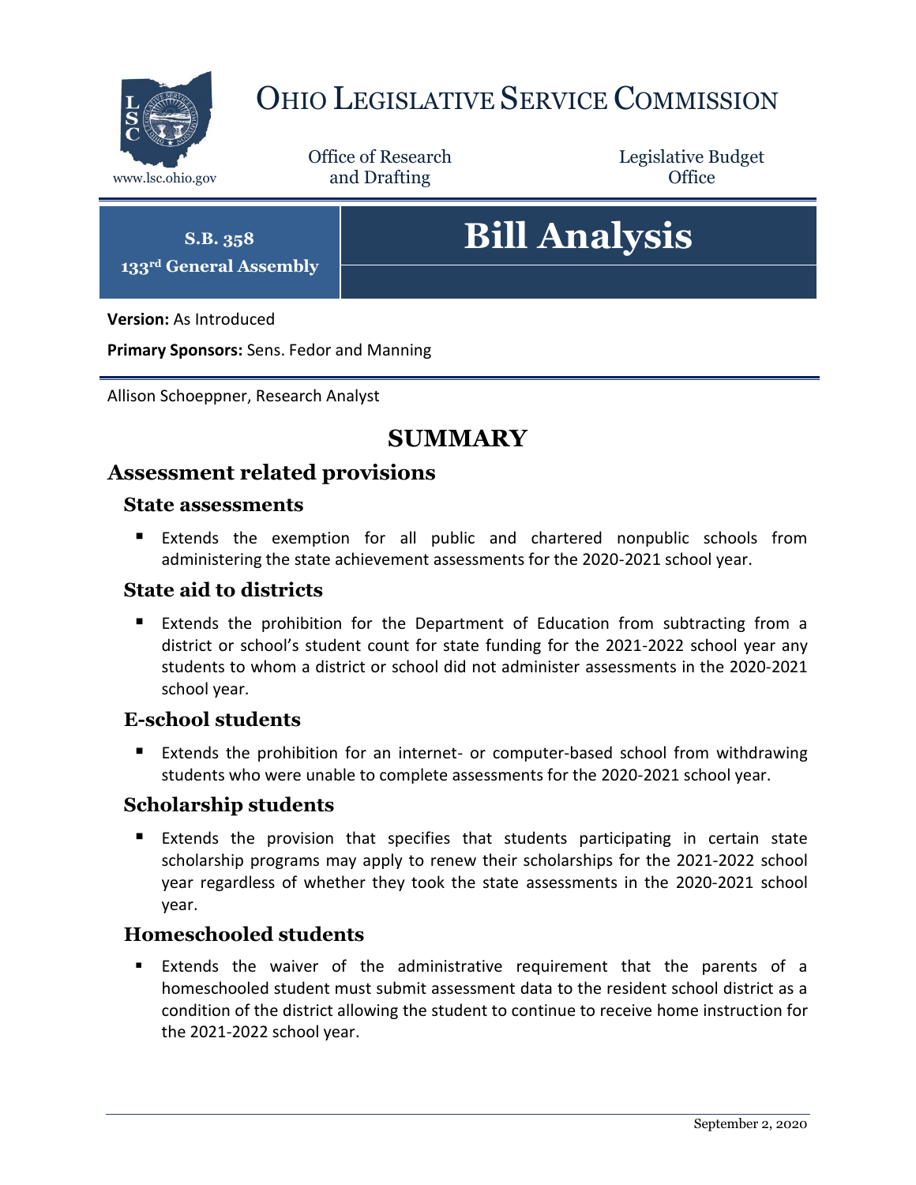# OHIO LEGISLATIVE SERVICE COMMISSION

www.lsc.ohio.gov

Office of Research and Drafting

Legislative Budget Office

**S.B. 358**

**133rd General Assembly**

# Bill Analysis

**Version:** As Introduced

**Primary Sponsors:** Sens. Fedor and Manning

Allison Schoeppner, Research Analyst

## SUMMARY

### Assessment related provisions

#### State assessments

- Extends the exemption for all public and chartered nonpublic schools from administering the state achievement assessments for the 2020-2021 school year.

#### State aid to districts

- Extends the prohibition for the Department of Education from subtracting from a district or school's student count for state funding for the 2021-2022 school year any students to whom a district or school did not administer assessments in the 2020-2021 school year.

#### E-school students

- Extends the prohibition for an internet- or computer-based school from withdrawing students who were unable to complete assessments for the 2020-2021 school year.

#### Scholarship students

- Extends the provision that specifies that students participating in certain state scholarship programs may apply to renew their scholarships for the 2021-2022 school year regardless of whether they took the state assessments in the 2020-2021 school year.

#### Homeschooled students

- Extends the waiver of the administrative requirement that the parents of a homeschooled student must submit assessment data to the resident school district as a condition of the district allowing the student to continue to receive home instruction for the 2021-2022 school year.

September 2, 2020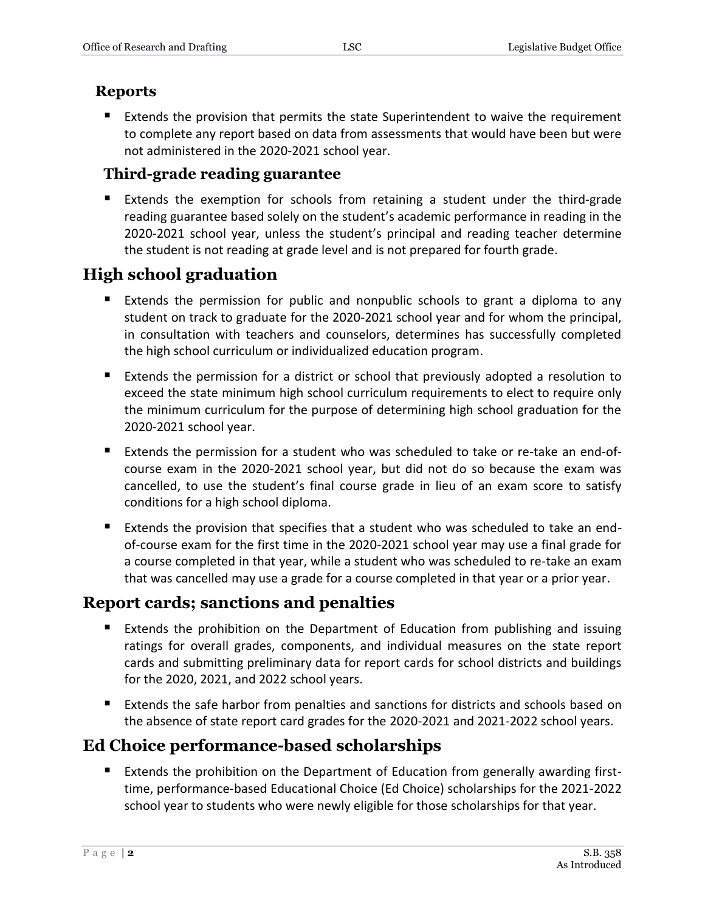### Reports

- Extends the provision that permits the state Superintendent to waive the requirement to complete any report based on data from assessments that would have been but were not administered in the 2020-2021 school year.

### Third-grade reading guarantee

- Extends the exemption for schools from retaining a student under the third-grade reading guarantee based solely on the student's academic performance in reading in the 2020-2021 school year, unless the student's principal and reading teacher determine the student is not reading at grade level and is not prepared for fourth grade.

## High school graduation

- Extends the permission for public and nonpublic schools to grant a diploma to any student on track to graduate for the 2020-2021 school year and for whom the principal, in consultation with teachers and counselors, determines has successfully completed the high school curriculum or individualized education program.
- Extends the permission for a district or school that previously adopted a resolution to exceed the state minimum high school curriculum requirements to elect to require only the minimum curriculum for the purpose of determining high school graduation for the 2020-2021 school year.
- Extends the permission for a student who was scheduled to take or re-take an end-of-course exam in the 2020-2021 school year, but did not do so because the exam was cancelled, to use the student's final course grade in lieu of an exam score to satisfy conditions for a high school diploma.
- Extends the provision that specifies that a student who was scheduled to take an end-of-course exam for the first time in the 2020-2021 school year may use a final grade for a course completed in that year, while a student who was scheduled to re-take an exam that was cancelled may use a grade for a course completed in that year or a prior year.

## Report cards; sanctions and penalties

- Extends the prohibition on the Department of Education from publishing and issuing ratings for overall grades, components, and individual measures on the state report cards and submitting preliminary data for report cards for school districts and buildings for the 2020, 2021, and 2022 school years.
- Extends the safe harbor from penalties and sanctions for districts and schools based on the absence of state report card grades for the 2020-2021 and 2021-2022 school years.

## Ed Choice performance-based scholarships

- Extends the prohibition on the Department of Education from generally awarding first-time, performance-based Educational Choice (Ed Choice) scholarships for the 2021-2022 school year to students who were newly eligible for those scholarships for that year.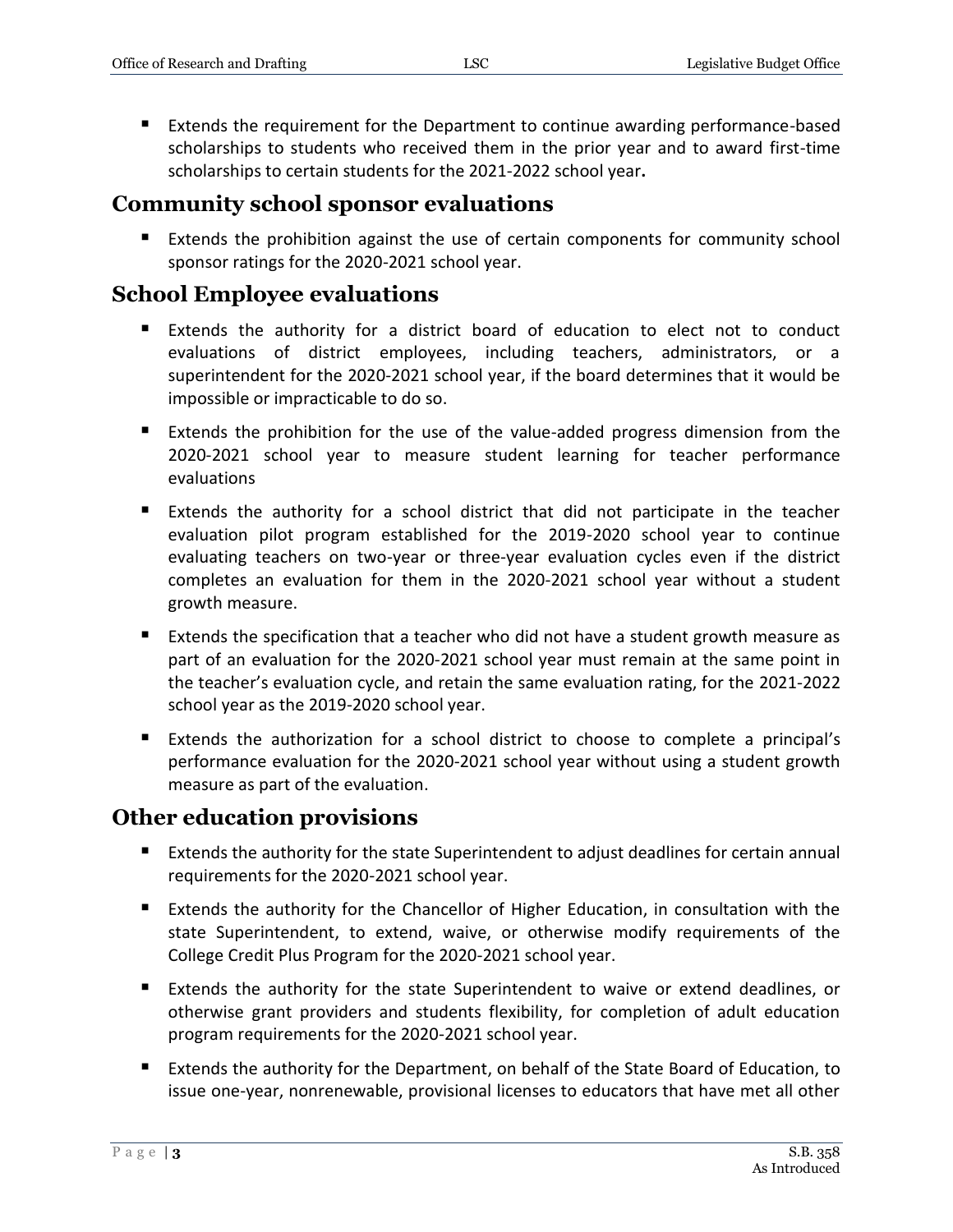- Extends the requirement for the Department to continue awarding performance-based scholarships to students who received them in the prior year and to award first-time scholarships to certain students for the 2021-2022 school year.

## Community school sponsor evaluations

- Extends the prohibition against the use of certain components for community school sponsor ratings for the 2020-2021 school year.

## School Employee evaluations

- Extends the authority for a district board of education to elect not to conduct evaluations of district employees, including teachers, administrators, or a superintendent for the 2020-2021 school year, if the board determines that it would be impossible or impracticable to do so.
- Extends the prohibition for the use of the value-added progress dimension from the 2020-2021 school year to measure student learning for teacher performance evaluations
- Extends the authority for a school district that did not participate in the teacher evaluation pilot program established for the 2019-2020 school year to continue evaluating teachers on two-year or three-year evaluation cycles even if the district completes an evaluation for them in the 2020-2021 school year without a student growth measure.
- Extends the specification that a teacher who did not have a student growth measure as part of an evaluation for the 2020-2021 school year must remain at the same point in the teacher's evaluation cycle, and retain the same evaluation rating, for the 2021-2022 school year as the 2019-2020 school year.
- Extends the authorization for a school district to choose to complete a principal's performance evaluation for the 2020-2021 school year without using a student growth measure as part of the evaluation.

## Other education provisions

- Extends the authority for the state Superintendent to adjust deadlines for certain annual requirements for the 2020-2021 school year.
- Extends the authority for the Chancellor of Higher Education, in consultation with the state Superintendent, to extend, waive, or otherwise modify requirements of the College Credit Plus Program for the 2020-2021 school year.
- Extends the authority for the state Superintendent to waive or extend deadlines, or otherwise grant providers and students flexibility, for completion of adult education program requirements for the 2020-2021 school year.
- Extends the authority for the Department, on behalf of the State Board of Education, to issue one-year, nonrenewable, provisional licenses to educators that have met all other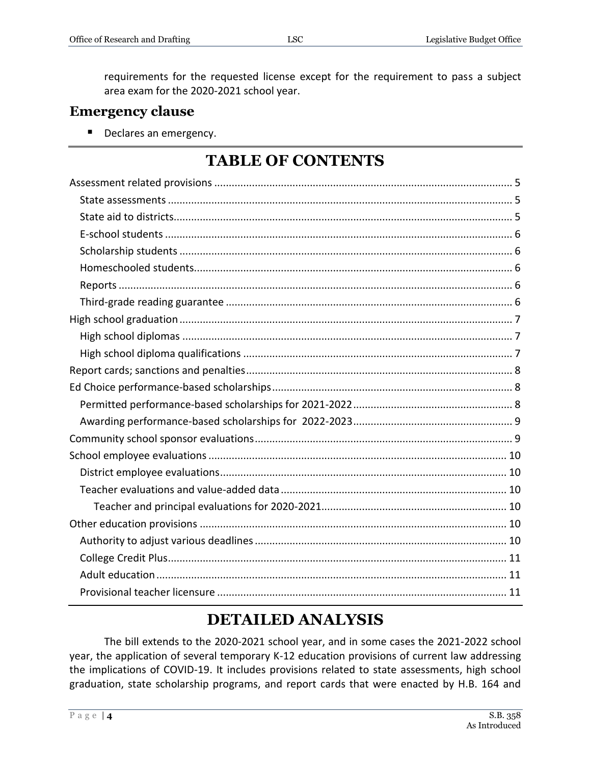requirements for the requested license except for the requirement to pass a subject area exam for the 2020-2021 school year.

## Emergency clause

- Declares an emergency.

# TABLE OF CONTENTS

Assessment related provisions ........ 5
- State assessments ........ 5
- State aid to districts ........ 5
- E-school students ........ 6
- Scholarship students ........ 6
- Homeschooled students ........ 6
- Reports ........ 6
- Third-grade reading guarantee ........ 6

High school graduation ........ 7
- High school diplomas ........ 7
- High school diploma qualifications ........ 7

Report cards; sanctions and penalties ........ 8

Ed Choice performance-based scholarships ........ 8
- Permitted performance-based scholarships for 2021-2022 ........ 8
- Awarding performance-based scholarships for 2022-2023 ........ 9

Community school sponsor evaluations ........ 9

School employee evaluations ........ 10
- District employee evaluations ........ 10
- Teacher evaluations and value-added data ........ 10
  - Teacher and principal evaluations for 2020-2021 ........ 10

Other education provisions ........ 10
- Authority to adjust various deadlines ........ 10
- College Credit Plus ........ 11
- Adult education ........ 11
- Provisional teacher licensure ........ 11

# DETAILED ANALYSIS

The bill extends to the 2020-2021 school year, and in some cases the 2021-2022 school year, the application of several temporary K-12 education provisions of current law addressing the implications of COVID-19. It includes provisions related to state assessments, high school graduation, state scholarship programs, and report cards that were enacted by H.B. 164 and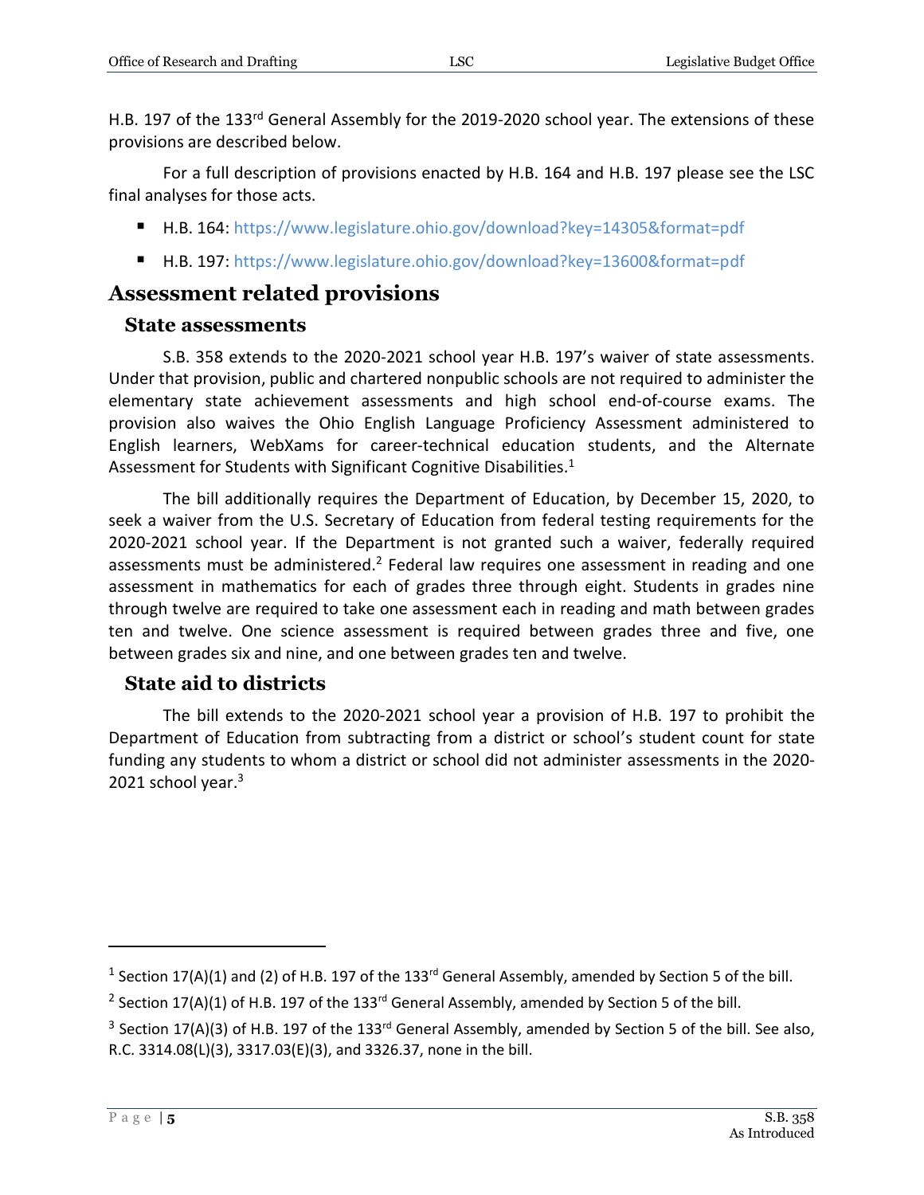H.B. 197 of the 133rd General Assembly for the 2019-2020 school year. The extensions of these provisions are described below.

For a full description of provisions enacted by H.B. 164 and H.B. 197 please see the LSC final analyses for those acts.

- H.B. 164: https://www.legislature.ohio.gov/download?key=14305&format=pdf
- H.B. 197: https://www.legislature.ohio.gov/download?key=13600&format=pdf

## Assessment related provisions

### State assessments

S.B. 358 extends to the 2020-2021 school year H.B. 197's waiver of state assessments. Under that provision, public and chartered nonpublic schools are not required to administer the elementary state achievement assessments and high school end-of-course exams. The provision also waives the Ohio English Language Proficiency Assessment administered to English learners, WebXams for career-technical education students, and the Alternate Assessment for Students with Significant Cognitive Disabilities.[1]

The bill additionally requires the Department of Education, by December 15, 2020, to seek a waiver from the U.S. Secretary of Education from federal testing requirements for the 2020-2021 school year. If the Department is not granted such a waiver, federally required assessments must be administered.[2] Federal law requires one assessment in reading and one assessment in mathematics for each of grades three through eight. Students in grades nine through twelve are required to take one assessment each in reading and math between grades ten and twelve. One science assessment is required between grades three and five, one between grades six and nine, and one between grades ten and twelve.

### State aid to districts

The bill extends to the 2020-2021 school year a provision of H.B. 197 to prohibit the Department of Education from subtracting from a district or school's student count for state funding any students to whom a district or school did not administer assessments in the 2020-2021 school year.[3]

---

[1] Section 17(A)(1) and (2) of H.B. 197 of the 133rd General Assembly, amended by Section 5 of the bill.

[2] Section 17(A)(1) of H.B. 197 of the 133rd General Assembly, amended by Section 5 of the bill.

[3] Section 17(A)(3) of H.B. 197 of the 133rd General Assembly, amended by Section 5 of the bill. See also, R.C. 3314.08(L)(3), 3317.03(E)(3), and 3326.37, none in the bill.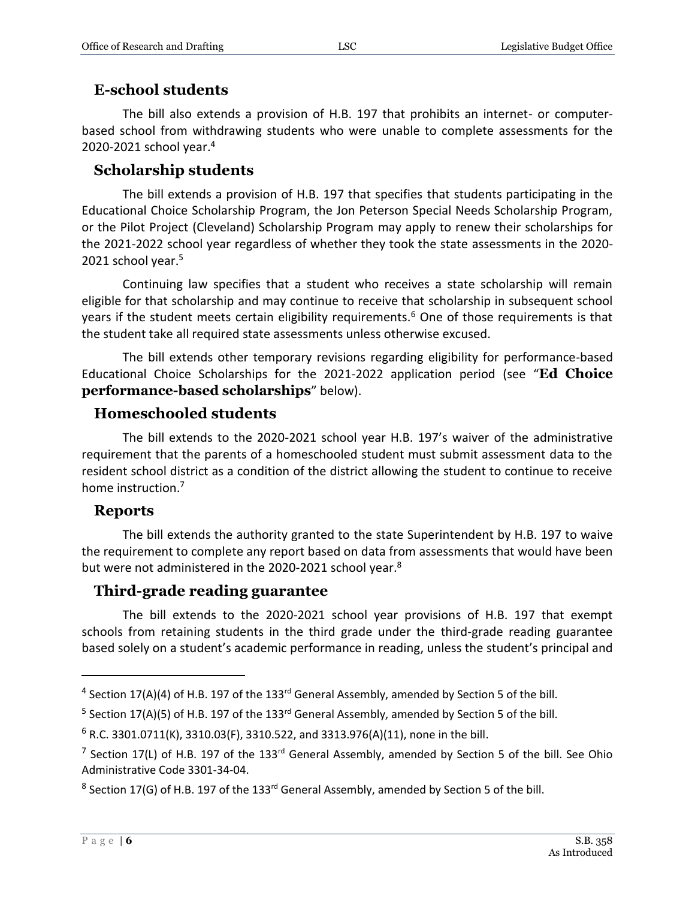## E-school students

The bill also extends a provision of H.B. 197 that prohibits an internet- or computer-based school from withdrawing students who were unable to complete assessments for the 2020-2021 school year.[4]

## Scholarship students

The bill extends a provision of H.B. 197 that specifies that students participating in the Educational Choice Scholarship Program, the Jon Peterson Special Needs Scholarship Program, or the Pilot Project (Cleveland) Scholarship Program may apply to renew their scholarships for the 2021-2022 school year regardless of whether they took the state assessments in the 2020-2021 school year.[5]

Continuing law specifies that a student who receives a state scholarship will remain eligible for that scholarship and may continue to receive that scholarship in subsequent school years if the student meets certain eligibility requirements.[6] One of those requirements is that the student take all required state assessments unless otherwise excused.

The bill extends other temporary revisions regarding eligibility for performance-based Educational Choice Scholarships for the 2021-2022 application period (see "**Ed Choice performance-based scholarships**" below).

## Homeschooled students

The bill extends to the 2020-2021 school year H.B. 197's waiver of the administrative requirement that the parents of a homeschooled student must submit assessment data to the resident school district as a condition of the district allowing the student to continue to receive home instruction.[7]

## Reports

The bill extends the authority granted to the state Superintendent by H.B. 197 to waive the requirement to complete any report based on data from assessments that would have been but were not administered in the 2020-2021 school year.[8]

## Third-grade reading guarantee

The bill extends to the 2020-2021 school year provisions of H.B. 197 that exempt schools from retaining students in the third grade under the third-grade reading guarantee based solely on a student's academic performance in reading, unless the student's principal and

---

[4] Section 17(A)(4) of H.B. 197 of the 133rd General Assembly, amended by Section 5 of the bill.

[5] Section 17(A)(5) of H.B. 197 of the 133rd General Assembly, amended by Section 5 of the bill.

[6] R.C. 3301.0711(K), 3310.03(F), 3310.522, and 3313.976(A)(11), none in the bill.

[7] Section 17(L) of H.B. 197 of the 133rd General Assembly, amended by Section 5 of the bill. See Ohio Administrative Code 3301-34-04.

[8] Section 17(G) of H.B. 197 of the 133rd General Assembly, amended by Section 5 of the bill.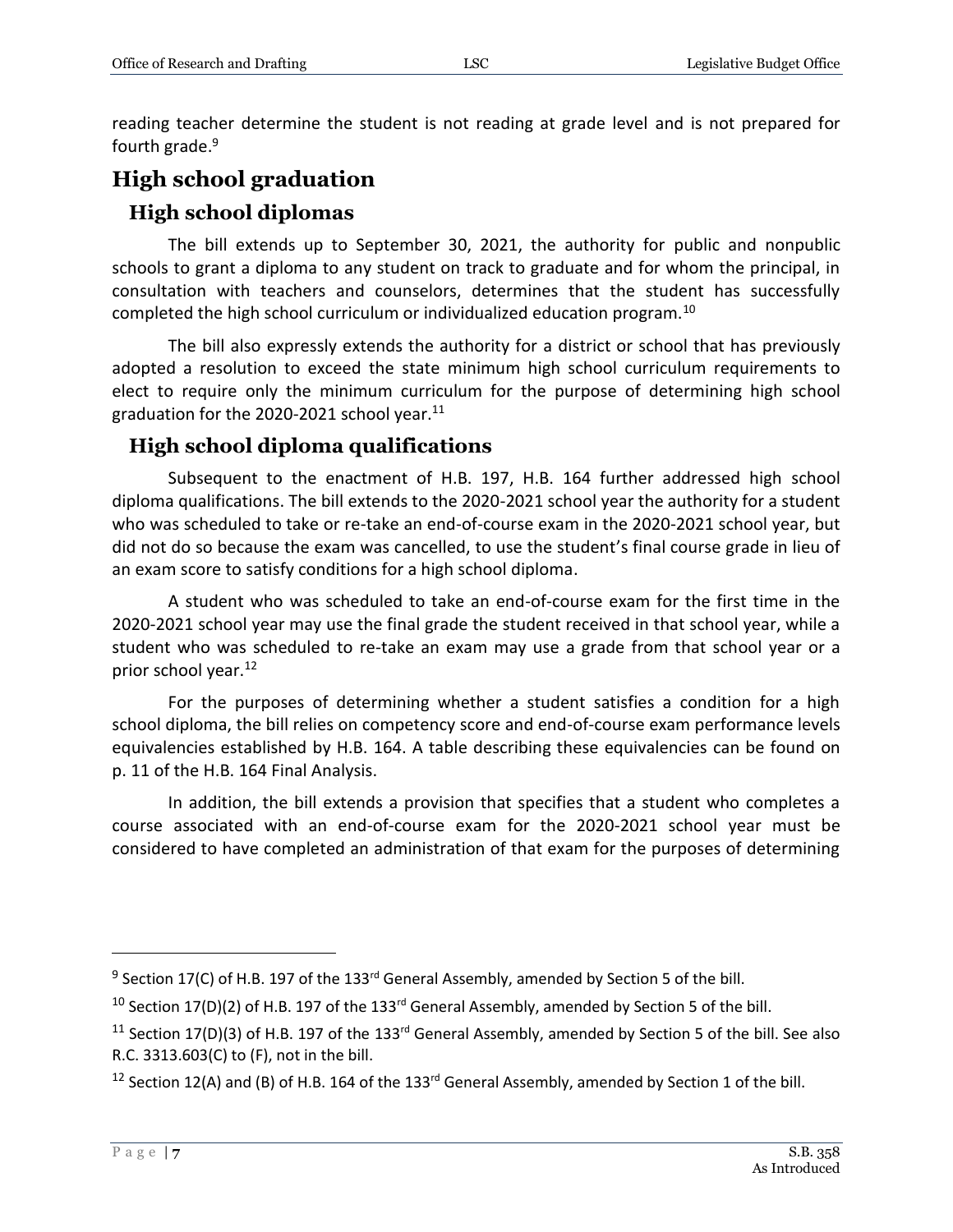reading teacher determine the student is not reading at grade level and is not prepared for fourth grade.[9]

## High school graduation

### High school diplomas

The bill extends up to September 30, 2021, the authority for public and nonpublic schools to grant a diploma to any student on track to graduate and for whom the principal, in consultation with teachers and counselors, determines that the student has successfully completed the high school curriculum or individualized education program.[10]

The bill also expressly extends the authority for a district or school that has previously adopted a resolution to exceed the state minimum high school curriculum requirements to elect to require only the minimum curriculum for the purpose of determining high school graduation for the 2020-2021 school year.[11]

### High school diploma qualifications

Subsequent to the enactment of H.B. 197, H.B. 164 further addressed high school diploma qualifications. The bill extends to the 2020-2021 school year the authority for a student who was scheduled to take or re-take an end-of-course exam in the 2020-2021 school year, but did not do so because the exam was cancelled, to use the student's final course grade in lieu of an exam score to satisfy conditions for a high school diploma.

A student who was scheduled to take an end-of-course exam for the first time in the 2020-2021 school year may use the final grade the student received in that school year, while a student who was scheduled to re-take an exam may use a grade from that school year or a prior school year.[12]

For the purposes of determining whether a student satisfies a condition for a high school diploma, the bill relies on competency score and end-of-course exam performance levels equivalencies established by H.B. 164. A table describing these equivalencies can be found on p. 11 of the H.B. 164 Final Analysis.

In addition, the bill extends a provision that specifies that a student who completes a course associated with an end-of-course exam for the 2020-2021 school year must be considered to have completed an administration of that exam for the purposes of determining

---

[9] Section 17(C) of H.B. 197 of the 133rd General Assembly, amended by Section 5 of the bill.

[10] Section 17(D)(2) of H.B. 197 of the 133rd General Assembly, amended by Section 5 of the bill.

[11] Section 17(D)(3) of H.B. 197 of the 133rd General Assembly, amended by Section 5 of the bill. See also R.C. 3313.603(C) to (F), not in the bill.

[12] Section 12(A) and (B) of H.B. 164 of the 133rd General Assembly, amended by Section 1 of the bill.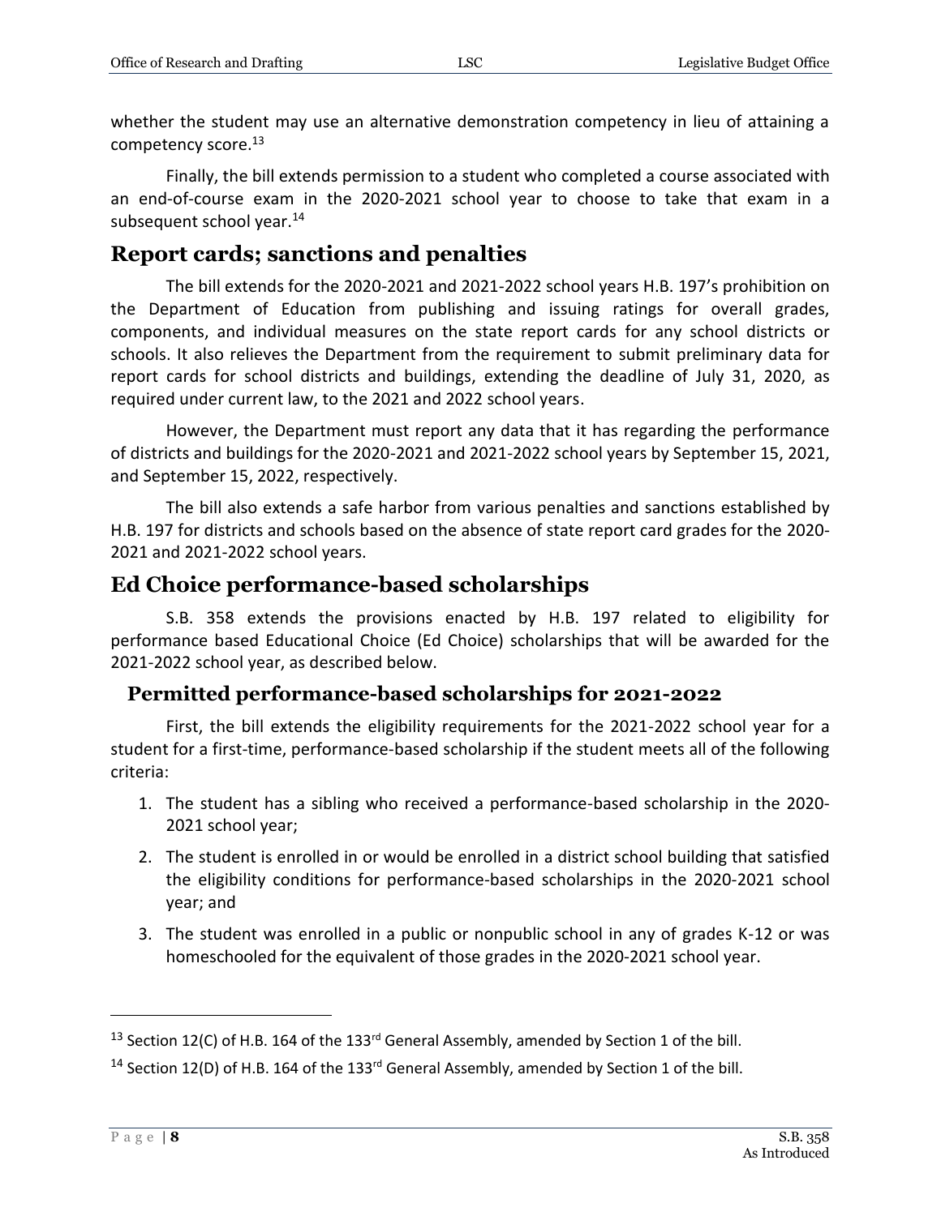whether the student may use an alternative demonstration competency in lieu of attaining a competency score.[13]

Finally, the bill extends permission to a student who completed a course associated with an end-of-course exam in the 2020-2021 school year to choose to take that exam in a subsequent school year.[14]

## Report cards; sanctions and penalties

The bill extends for the 2020-2021 and 2021-2022 school years H.B. 197's prohibition on the Department of Education from publishing and issuing ratings for overall grades, components, and individual measures on the state report cards for any school districts or schools. It also relieves the Department from the requirement to submit preliminary data for report cards for school districts and buildings, extending the deadline of July 31, 2020, as required under current law, to the 2021 and 2022 school years.

However, the Department must report any data that it has regarding the performance of districts and buildings for the 2020-2021 and 2021-2022 school years by September 15, 2021, and September 15, 2022, respectively.

The bill also extends a safe harbor from various penalties and sanctions established by H.B. 197 for districts and schools based on the absence of state report card grades for the 2020-2021 and 2021-2022 school years.

## Ed Choice performance-based scholarships

S.B. 358 extends the provisions enacted by H.B. 197 related to eligibility for performance based Educational Choice (Ed Choice) scholarships that will be awarded for the 2021-2022 school year, as described below.

### Permitted performance-based scholarships for 2021-2022

First, the bill extends the eligibility requirements for the 2021-2022 school year for a student for a first-time, performance-based scholarship if the student meets all of the following criteria:

1. The student has a sibling who received a performance-based scholarship in the 2020-2021 school year;
2. The student is enrolled in or would be enrolled in a district school building that satisfied the eligibility conditions for performance-based scholarships in the 2020-2021 school year; and
3. The student was enrolled in a public or nonpublic school in any of grades K-12 or was homeschooled for the equivalent of those grades in the 2020-2021 school year.

---

[13] Section 12(C) of H.B. 164 of the 133rd General Assembly, amended by Section 1 of the bill.

[14] Section 12(D) of H.B. 164 of the 133rd General Assembly, amended by Section 1 of the bill.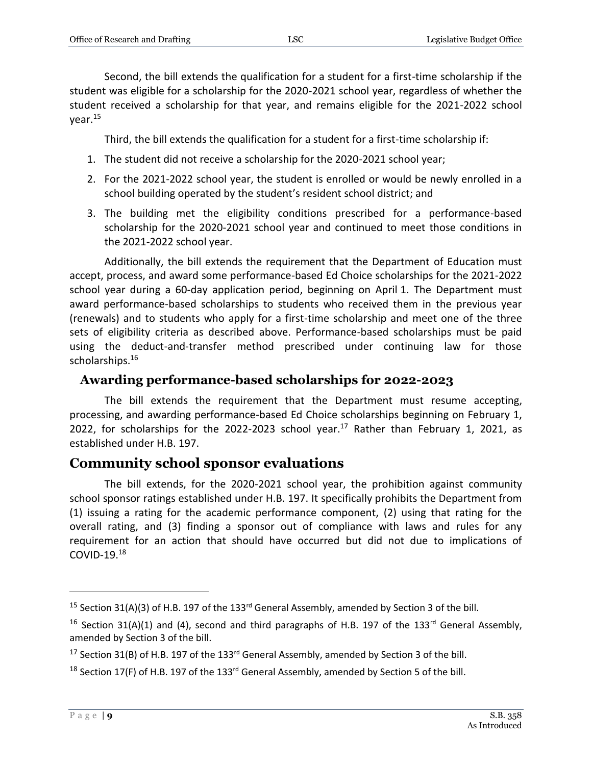Second, the bill extends the qualification for a student for a first-time scholarship if the student was eligible for a scholarship for the 2020-2021 school year, regardless of whether the student received a scholarship for that year, and remains eligible for the 2021-2022 school year.[15]

Third, the bill extends the qualification for a student for a first-time scholarship if:

1. The student did not receive a scholarship for the 2020-2021 school year;
2. For the 2021-2022 school year, the student is enrolled or would be newly enrolled in a school building operated by the student's resident school district; and
3. The building met the eligibility conditions prescribed for a performance-based scholarship for the 2020-2021 school year and continued to meet those conditions in the 2021-2022 school year.

Additionally, the bill extends the requirement that the Department of Education must accept, process, and award some performance-based Ed Choice scholarships for the 2021-2022 school year during a 60-day application period, beginning on April 1. The Department must award performance-based scholarships to students who received them in the previous year (renewals) and to students who apply for a first-time scholarship and meet one of the three sets of eligibility criteria as described above. Performance-based scholarships must be paid using the deduct-and-transfer method prescribed under continuing law for those scholarships.[16]

### Awarding performance-based scholarships for 2022-2023

The bill extends the requirement that the Department must resume accepting, processing, and awarding performance-based Ed Choice scholarships beginning on February 1, 2022, for scholarships for the 2022-2023 school year.[17] Rather than February 1, 2021, as established under H.B. 197.

## Community school sponsor evaluations

The bill extends, for the 2020-2021 school year, the prohibition against community school sponsor ratings established under H.B. 197. It specifically prohibits the Department from (1) issuing a rating for the academic performance component, (2) using that rating for the overall rating, and (3) finding a sponsor out of compliance with laws and rules for any requirement for an action that should have occurred but did not due to implications of COVID-19.[18]

---

[15] Section 31(A)(3) of H.B. 197 of the 133rd General Assembly, amended by Section 3 of the bill.

[16] Section 31(A)(1) and (4), second and third paragraphs of H.B. 197 of the 133rd General Assembly, amended by Section 3 of the bill.

[17] Section 31(B) of H.B. 197 of the 133rd General Assembly, amended by Section 3 of the bill.

[18] Section 17(F) of H.B. 197 of the 133rd General Assembly, amended by Section 5 of the bill.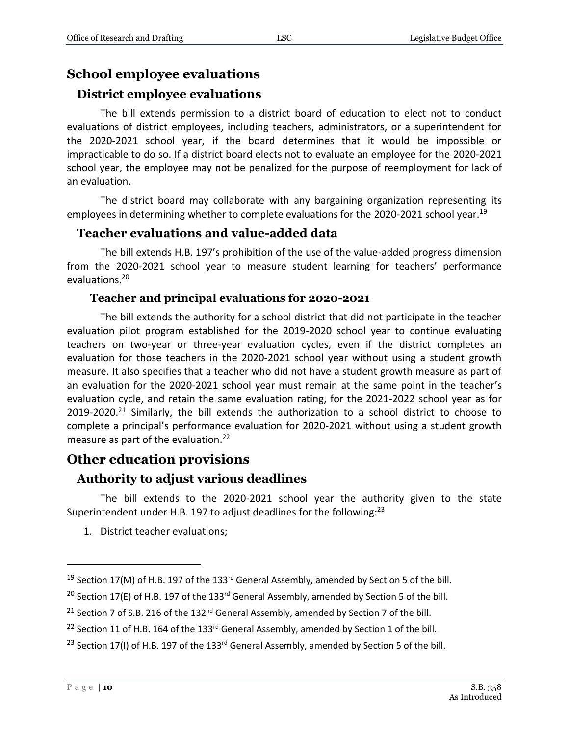# School employee evaluations

## District employee evaluations

The bill extends permission to a district board of education to elect not to conduct evaluations of district employees, including teachers, administrators, or a superintendent for the 2020-2021 school year, if the board determines that it would be impossible or impracticable to do so. If a district board elects not to evaluate an employee for the 2020-2021 school year, the employee may not be penalized for the purpose of reemployment for lack of an evaluation.

The district board may collaborate with any bargaining organization representing its employees in determining whether to complete evaluations for the 2020-2021 school year.[19]

## Teacher evaluations and value-added data

The bill extends H.B. 197's prohibition of the use of the value-added progress dimension from the 2020-2021 school year to measure student learning for teachers' performance evaluations.[20]

### Teacher and principal evaluations for 2020-2021

The bill extends the authority for a school district that did not participate in the teacher evaluation pilot program established for the 2019-2020 school year to continue evaluating teachers on two-year or three-year evaluation cycles, even if the district completes an evaluation for those teachers in the 2020-2021 school year without using a student growth measure. It also specifies that a teacher who did not have a student growth measure as part of an evaluation for the 2020-2021 school year must remain at the same point in the teacher's evaluation cycle, and retain the same evaluation rating, for the 2021-2022 school year as for 2019-2020.[21] Similarly, the bill extends the authorization to a school district to choose to complete a principal's performance evaluation for 2020-2021 without using a student growth measure as part of the evaluation.[22]

# Other education provisions

## Authority to adjust various deadlines

The bill extends to the 2020-2021 school year the authority given to the state Superintendent under H.B. 197 to adjust deadlines for the following:[23]

1. District teacher evaluations;

---

[19] Section 17(M) of H.B. 197 of the 133rd General Assembly, amended by Section 5 of the bill.

[20] Section 17(E) of H.B. 197 of the 133rd General Assembly, amended by Section 5 of the bill.

[21] Section 7 of S.B. 216 of the 132nd General Assembly, amended by Section 7 of the bill.

[22] Section 11 of H.B. 164 of the 133rd General Assembly, amended by Section 1 of the bill.

[23] Section 17(I) of H.B. 197 of the 133rd General Assembly, amended by Section 5 of the bill.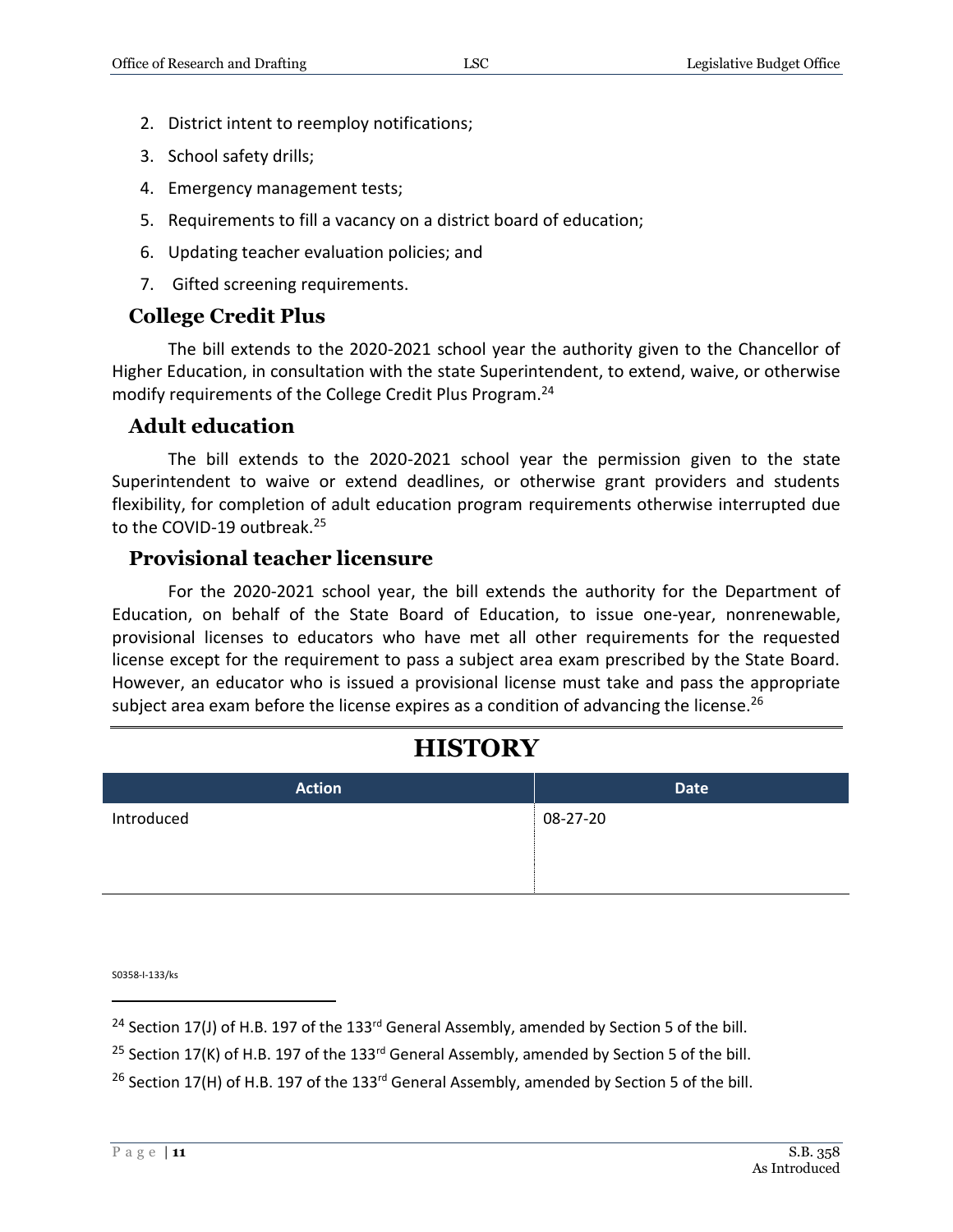2. District intent to reemploy notifications;
3. School safety drills;
4. Emergency management tests;
5. Requirements to fill a vacancy on a district board of education;
6. Updating teacher evaluation policies; and
7. Gifted screening requirements.

## College Credit Plus

The bill extends to the 2020-2021 school year the authority given to the Chancellor of Higher Education, in consultation with the state Superintendent, to extend, waive, or otherwise modify requirements of the College Credit Plus Program.[24]

## Adult education

The bill extends to the 2020-2021 school year the permission given to the state Superintendent to waive or extend deadlines, or otherwise grant providers and students flexibility, for completion of adult education program requirements otherwise interrupted due to the COVID-19 outbreak.[25]

## Provisional teacher licensure

For the 2020-2021 school year, the bill extends the authority for the Department of Education, on behalf of the State Board of Education, to issue one-year, nonrenewable, provisional licenses to educators who have met all other requirements for the requested license except for the requirement to pass a subject area exam prescribed by the State Board. However, an educator who is issued a provisional license must take and pass the appropriate subject area exam before the license expires as a condition of advancing the license.[26]

# HISTORY

| Action | Date |
|---|---|
| Introduced | 08-27-20 |

S0358-I-133/ks

[24] Section 17(J) of H.B. 197 of the 133rd General Assembly, amended by Section 5 of the bill.

[25] Section 17(K) of H.B. 197 of the 133rd General Assembly, amended by Section 5 of the bill.

[26] Section 17(H) of H.B. 197 of the 133rd General Assembly, amended by Section 5 of the bill.